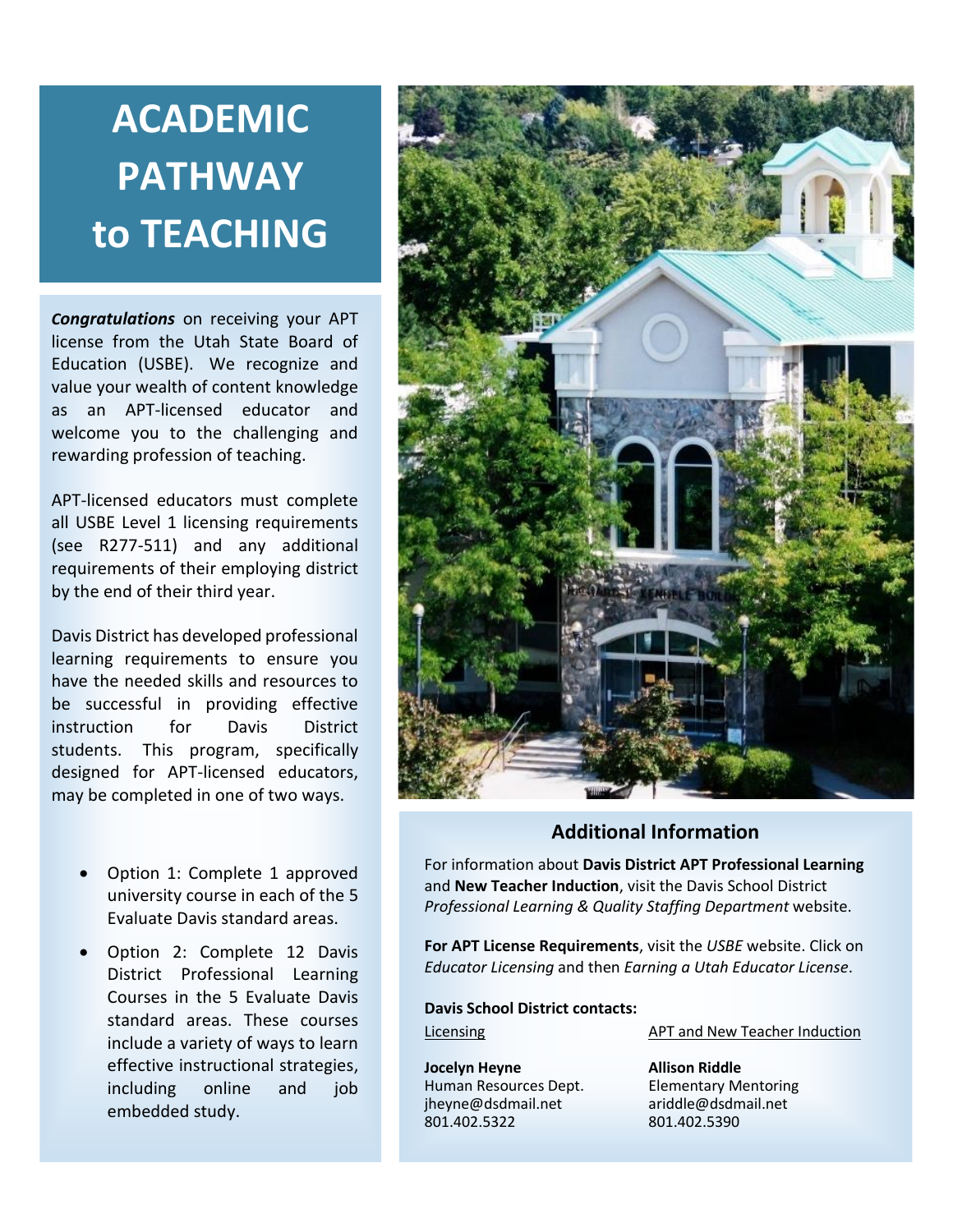# ACADEMIC PATHWAY to TEACHING

***Congratulations*** on receiving your APT license from the Utah State Board of Education (USBE). We recognize and value your wealth of content knowledge as an APT-licensed educator and welcome you to the challenging and rewarding profession of teaching.

APT-licensed educators must complete all USBE Level 1 licensing requirements (see R277-511) and any additional requirements of their employing district by the end of their third year.

Davis District has developed professional learning requirements to ensure you have the needed skills and resources to be successful in providing effective instruction for Davis District students. This program, specifically designed for APT-licensed educators, may be completed in one of two ways.

- Option 1: Complete 1 approved university course in each of the 5 Evaluate Davis standard areas.
- Option 2: Complete 12 Davis District Professional Learning Courses in the 5 Evaluate Davis standard areas. These courses include a variety of ways to learn effective instructional strategies, including online and job embedded study.

## Additional Information

For information about **Davis District APT Professional Learning** and **New Teacher Induction**, visit the Davis School District *Professional Learning & Quality Staffing Department* website.

**For APT License Requirements**, visit the *USBE* website. Click on *Educator Licensing* and then *Earning a Utah Educator License*.

**Davis School District contacts:**

Licensing

**Jocelyn Heyne**
Human Resources Dept.
jheyne@dsdmail.net
801.402.5322

APT and New Teacher Induction

**Allison Riddle**
Elementary Mentoring
ariddle@dsdmail.net
801.402.5390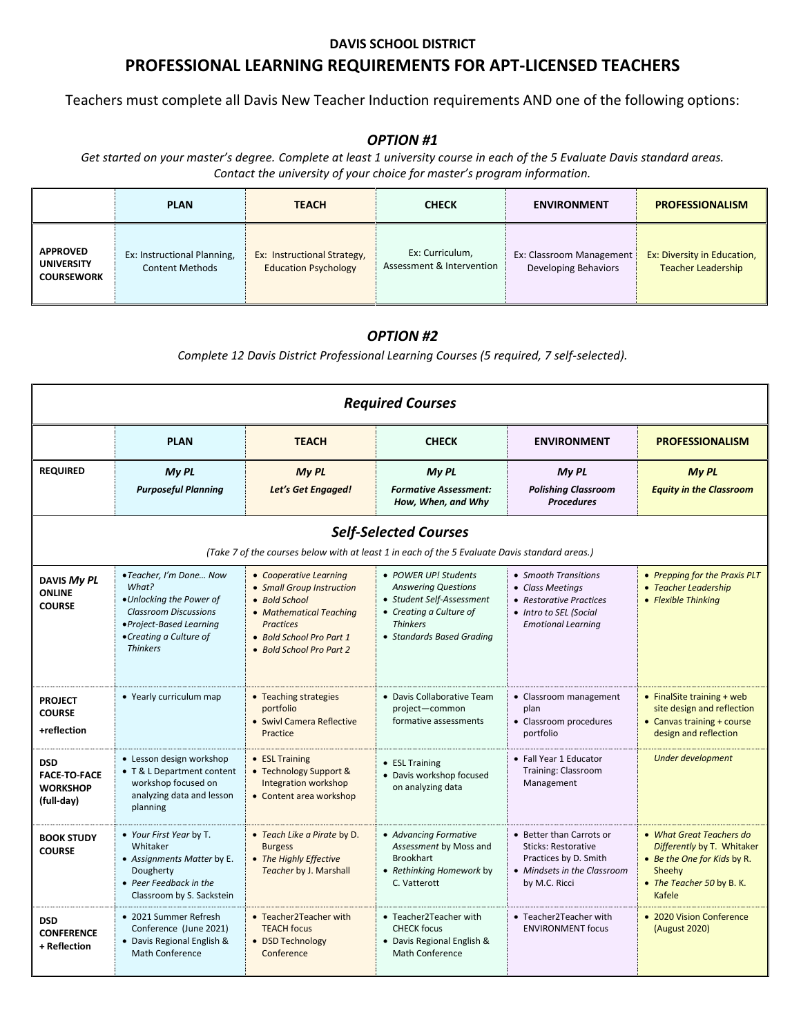**DAVIS SCHOOL DISTRICT**

# PROFESSIONAL LEARNING REQUIREMENTS FOR APT-LICENSED TEACHERS

Teachers must complete all Davis New Teacher Induction requirements AND one of the following options:

## *OPTION #1*

*Get started on your master's degree. Complete at least 1 university course in each of the 5 Evaluate Davis standard areas. Contact the university of your choice for master's program information.*

| | PLAN | TEACH | CHECK | ENVIRONMENT | PROFESSIONALISM |
|---|---|---|---|---|---|
| **APPROVED UNIVERSITY COURSEWORK** | Ex: Instructional Planning, Content Methods | Ex: Instructional Strategy, Education Psychology | Ex: Curriculum, Assessment & Intervention | Ex: Classroom Management Developing Behaviors | Ex: Diversity in Education, Teacher Leadership |

## *OPTION #2*

*Complete 12 Davis District Professional Learning Courses (5 required, 7 self-selected).*

### *Required Courses*

| | PLAN | TEACH | CHECK | ENVIRONMENT | PROFESSIONALISM |
|---|---|---|---|---|---|
| **REQUIRED** | ***My PL*** ***Purposeful Planning*** | ***My PL*** ***Let's Get Engaged!*** | ***My PL*** ***Formative Assessment: How, When, and Why*** | ***My PL*** ***Polishing Classroom Procedures*** | ***My PL*** ***Equity in the Classroom*** |

### *Self-Selected Courses*

*(Take 7 of the courses below with at least 1 in each of the 5 Evaluate Davis standard areas.)*

| | PLAN | TEACH | CHECK | ENVIRONMENT | PROFESSIONALISM |
|---|---|---|---|---|---|
| **DAVIS *My PL* ONLINE COURSE** | • *Teacher, I'm Done… Now What?*<br>• *Unlocking the Power of Classroom Discussions*<br>• *Project-Based Learning*<br>• *Creating a Culture of Thinkers* | • *Cooperative Learning*<br>• *Small Group Instruction*<br>• *Bold School*<br>• *Mathematical Teaching Practices*<br>• *Bold School Pro Part 1*<br>• *Bold School Pro Part 2* | • *POWER UP! Students Answering Questions*<br>• *Student Self-Assessment*<br>• *Creating a Culture of Thinkers*<br>• *Standards Based Grading* | • *Smooth Transitions*<br>• *Class Meetings*<br>• *Restorative Practices*<br>• *Intro to SEL (Social Emotional Learning* | • *Prepping for the Praxis PLT*<br>• *Teacher Leadership*<br>• *Flexible Thinking* |
| **PROJECT COURSE +reflection** | • Yearly curriculum map | • Teaching strategies portfolio<br>• Swivl Camera Reflective Practice | • Davis Collaborative Team project—common formative assessments | • Classroom management plan<br>• Classroom procedures portfolio | • FinalSite training + web site design and reflection<br>• Canvas training + course design and reflection |
| **DSD FACE-TO-FACE WORKSHOP (full-day)** | • Lesson design workshop<br>• T & L Department content workshop focused on analyzing data and lesson planning | • ESL Training<br>• Technology Support & Integration workshop<br>• Content area workshop | • ESL Training<br>• Davis workshop focused on analyzing data | • Fall Year 1 Educator Training: Classroom Management | *Under development* |
| **BOOK STUDY COURSE** | • *Your First Year* by T. Whitaker<br>• *Assignments Matter* by E. Dougherty<br>• *Peer Feedback in the* Classroom by S. Sackstein | • *Teach Like a Pirate* by D. Burgess<br>• *The Highly Effective Teacher* by J. Marshall | • *Advancing Formative Assessment* by Moss and Brookhart<br>• *Rethinking Homework* by C. Vatterott | • Better than Carrots or Sticks: Restorative Practices by D. Smith<br>• *Mindsets in the Classroom* by M.C. Ricci | • *What Great Teachers do Differently* by T. Whitaker<br>• *Be the One for Kids* by R. Sheehy<br>• *The Teacher 50* by B. K. Kafele |
| **DSD CONFERENCE + Reflection** | • 2021 Summer Refresh Conference (June 2021)<br>• Davis Regional English & Math Conference | • Teacher2Teacher with TEACH focus<br>• DSD Technology Conference | • Teacher2Teacher with CHECK focus<br>• Davis Regional English & Math Conference | • Teacher2Teacher with ENVIRONMENT focus | • 2020 Vision Conference (August 2020) |